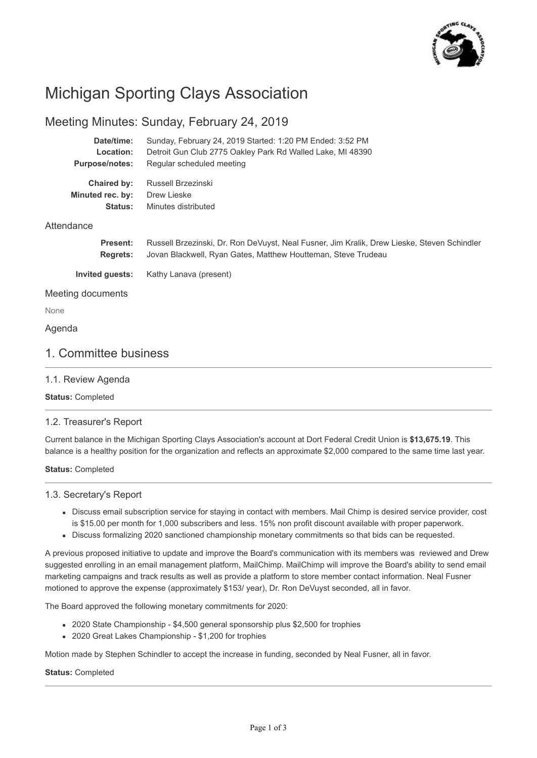# Michigan Sporting Clays Association

## Meeting Minutes: Sunday, February 24, 2019

**Date/time:** Sunday, February 24, 2019 Started: 1:20 PM Ended: 3:52 PM
**Location:** Detroit Gun Club 2775 Oakley Park Rd Walled Lake, MI 48390
**Purpose/notes:** Regular scheduled meeting

**Chaired by:** Russell Brzezinski
**Minuted rec. by:** Drew Lieske
**Status:** Minutes distributed

### Attendance

**Present:** Russell Brzezinski, Dr. Ron DeVuyst, Neal Fusner, Jim Kralik, Drew Lieske, Steven Schindler
**Regrets:** Jovan Blackwell, Ryan Gates, Matthew Houtteman, Steve Trudeau

**Invited guests:** Kathy Lanava (present)

### Meeting documents

None

### Agenda

## 1. Committee business

### 1.1. Review Agenda

**Status:** Completed

### 1.2. Treasurer's Report

Current balance in the Michigan Sporting Clays Association's account at Dort Federal Credit Union is **$13,675.19**. This balance is a healthy position for the organization and reflects an approximate $2,000 compared to the same time last year.

**Status:** Completed

### 1.3. Secretary's Report

- Discuss email subscription service for staying in contact with members. Mail Chimp is desired service provider, cost is $15.00 per month for 1,000 subscribers and less. 15% non profit discount available with proper paperwork.
- Discuss formalizing 2020 sanctioned championship monetary commitments so that bids can be requested.

A previous proposed initiative to update and improve the Board's communication with its members was reviewed and Drew suggested enrolling in an email management platform, MailChimp. MailChimp will improve the Board's ability to send email marketing campaigns and track results as well as provide a platform to store member contact information. Neal Fusner motioned to approve the expense (approximately $153/ year), Dr. Ron DeVuyst seconded, all in favor.

The Board approved the following monetary commitments for 2020:

- 2020 State Championship - $4,500 general sponsorship plus $2,500 for trophies
- 2020 Great Lakes Championship - $1,200 for trophies

Motion made by Stephen Schindler to accept the increase in funding, seconded by Neal Fusner, all in favor.

**Status:** Completed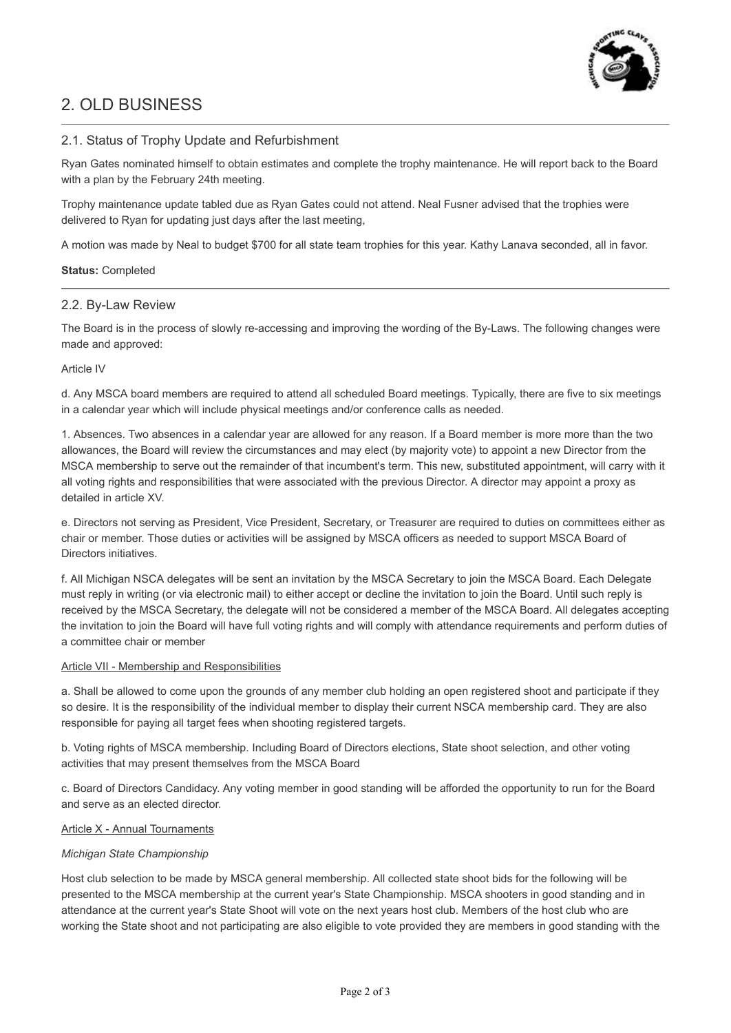# 2. OLD BUSINESS

## 2.1. Status of Trophy Update and Refurbishment

Ryan Gates nominated himself to obtain estimates and complete the trophy maintenance. He will report back to the Board with a plan by the February 24th meeting.

Trophy maintenance update tabled due as Ryan Gates could not attend. Neal Fusner advised that the trophies were delivered to Ryan for updating just days after the last meeting,

A motion was made by Neal to budget $700 for all state team trophies for this year. Kathy Lanava seconded, all in favor.

**Status:** Completed

---

## 2.2. By-Law Review

The Board is in the process of slowly re-accessing and improving the wording of the By-Laws. The following changes were made and approved:

Article IV

d. Any MSCA board members are required to attend all scheduled Board meetings. Typically, there are five to six meetings in a calendar year which will include physical meetings and/or conference calls as needed.

1. Absences. Two absences in a calendar year are allowed for any reason. If a Board member is more more than the two allowances, the Board will review the circumstances and may elect (by majority vote) to appoint a new Director from the MSCA membership to serve out the remainder of that incumbent's term. This new, substituted appointment, will carry with it all voting rights and responsibilities that were associated with the previous Director. A director may appoint a proxy as detailed in article XV.

e. Directors not serving as President, Vice President, Secretary, or Treasurer are required to duties on committees either as chair or member. Those duties or activities will be assigned by MSCA officers as needed to support MSCA Board of Directors initiatives.

f. All Michigan NSCA delegates will be sent an invitation by the MSCA Secretary to join the MSCA Board. Each Delegate must reply in writing (or via electronic mail) to either accept or decline the invitation to join the Board. Until such reply is received by the MSCA Secretary, the delegate will not be considered a member of the MSCA Board. All delegates accepting the invitation to join the Board will have full voting rights and will comply with attendance requirements and perform duties of a committee chair or member

Article VII - Membership and Responsibilities

a. Shall be allowed to come upon the grounds of any member club holding an open registered shoot and participate if they so desire. It is the responsibility of the individual member to display their current NSCA membership card. They are also responsible for paying all target fees when shooting registered targets.

b. Voting rights of MSCA membership. Including Board of Directors elections, State shoot selection, and other voting activities that may present themselves from the MSCA Board

c. Board of Directors Candidacy. Any voting member in good standing will be afforded the opportunity to run for the Board and serve as an elected director.

Article X - Annual Tournaments

*Michigan State Championship*

Host club selection to be made by MSCA general membership. All collected state shoot bids for the following will be presented to the MSCA membership at the current year's State Championship. MSCA shooters in good standing and in attendance at the current year's State Shoot will vote on the next years host club. Members of the host club who are working the State shoot and not participating are also eligible to vote provided they are members in good standing with the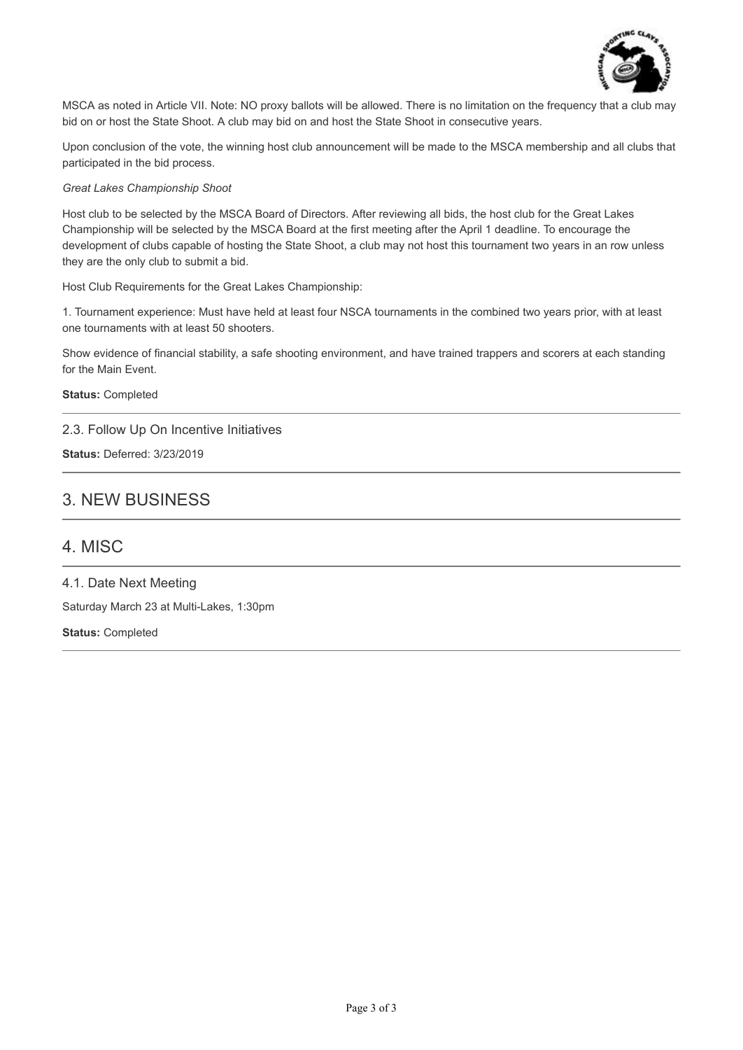MSCA as noted in Article VII. Note: NO proxy ballots will be allowed. There is no limitation on the frequency that a club may bid on or host the State Shoot. A club may bid on and host the State Shoot in consecutive years.

Upon conclusion of the vote, the winning host club announcement will be made to the MSCA membership and all clubs that participated in the bid process.

*Great Lakes Championship Shoot*

Host club to be selected by the MSCA Board of Directors. After reviewing all bids, the host club for the Great Lakes Championship will be selected by the MSCA Board at the first meeting after the April 1 deadline. To encourage the development of clubs capable of hosting the State Shoot, a club may not host this tournament two years in an row unless they are the only club to submit a bid.

Host Club Requirements for the Great Lakes Championship:

1. Tournament experience: Must have held at least four NSCA tournaments in the combined two years prior, with at least one tournaments with at least 50 shooters.

Show evidence of financial stability, a safe shooting environment, and have trained trappers and scorers at each standing for the Main Event.

**Status:** Completed

### 2.3. Follow Up On Incentive Initiatives

**Status:** Deferred: 3/23/2019

## 3. NEW BUSINESS

## 4. MISC

### 4.1. Date Next Meeting

Saturday March 23 at Multi-Lakes, 1:30pm

**Status:** Completed